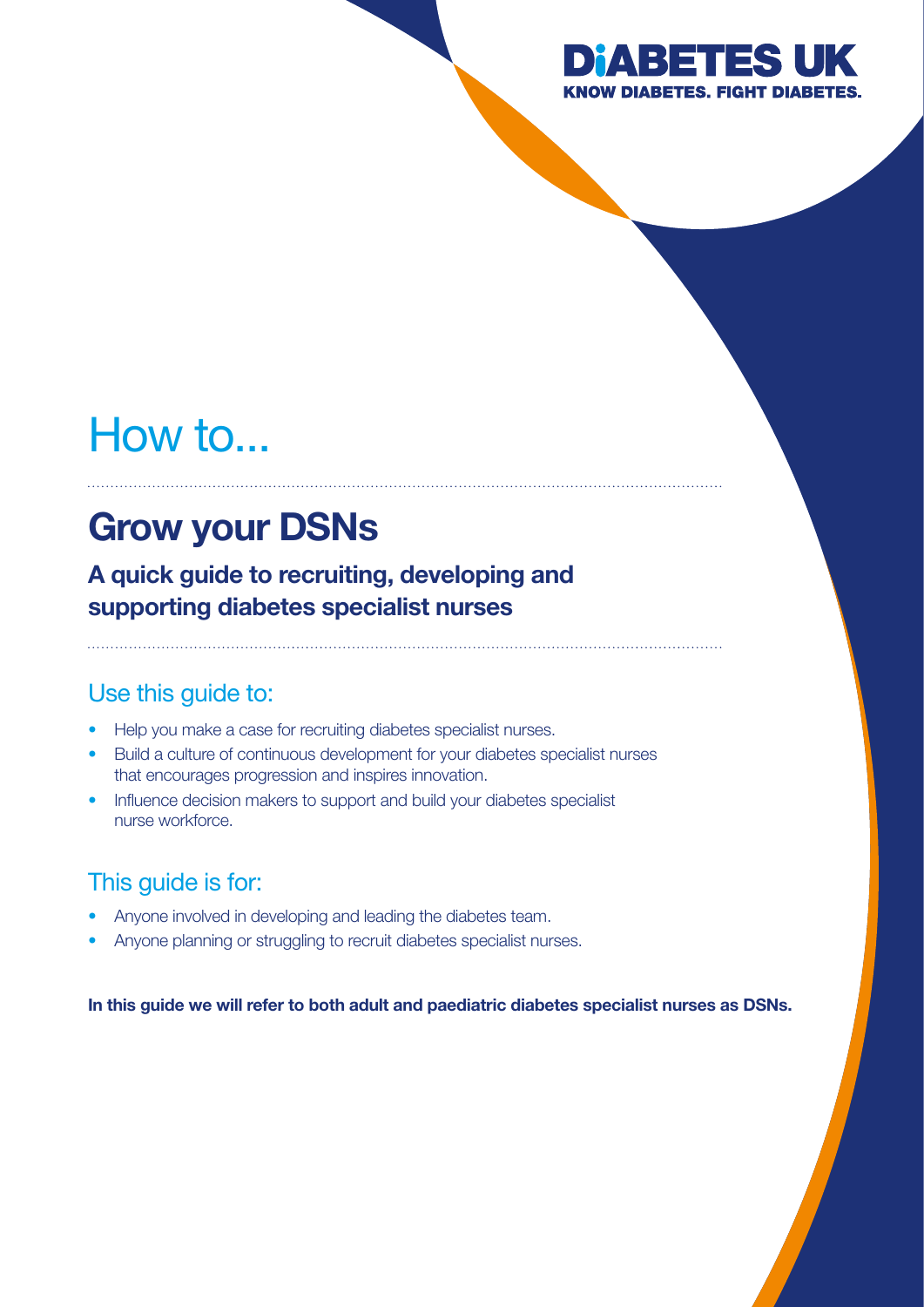DIABETES UK
KNOW DIABETES. FIGHT DIABETES.

# How to...

## Grow your DSNs

### A quick guide to recruiting, developing and supporting diabetes specialist nurses

### Use this guide to:

- Help you make a case for recruiting diabetes specialist nurses.
- Build a culture of continuous development for your diabetes specialist nurses that encourages progression and inspires innovation.
- Influence decision makers to support and build your diabetes specialist nurse workforce.

### This guide is for:

- Anyone involved in developing and leading the diabetes team.
- Anyone planning or struggling to recruit diabetes specialist nurses.

**In this guide we will refer to both adult and paediatric diabetes specialist nurses as DSNs.**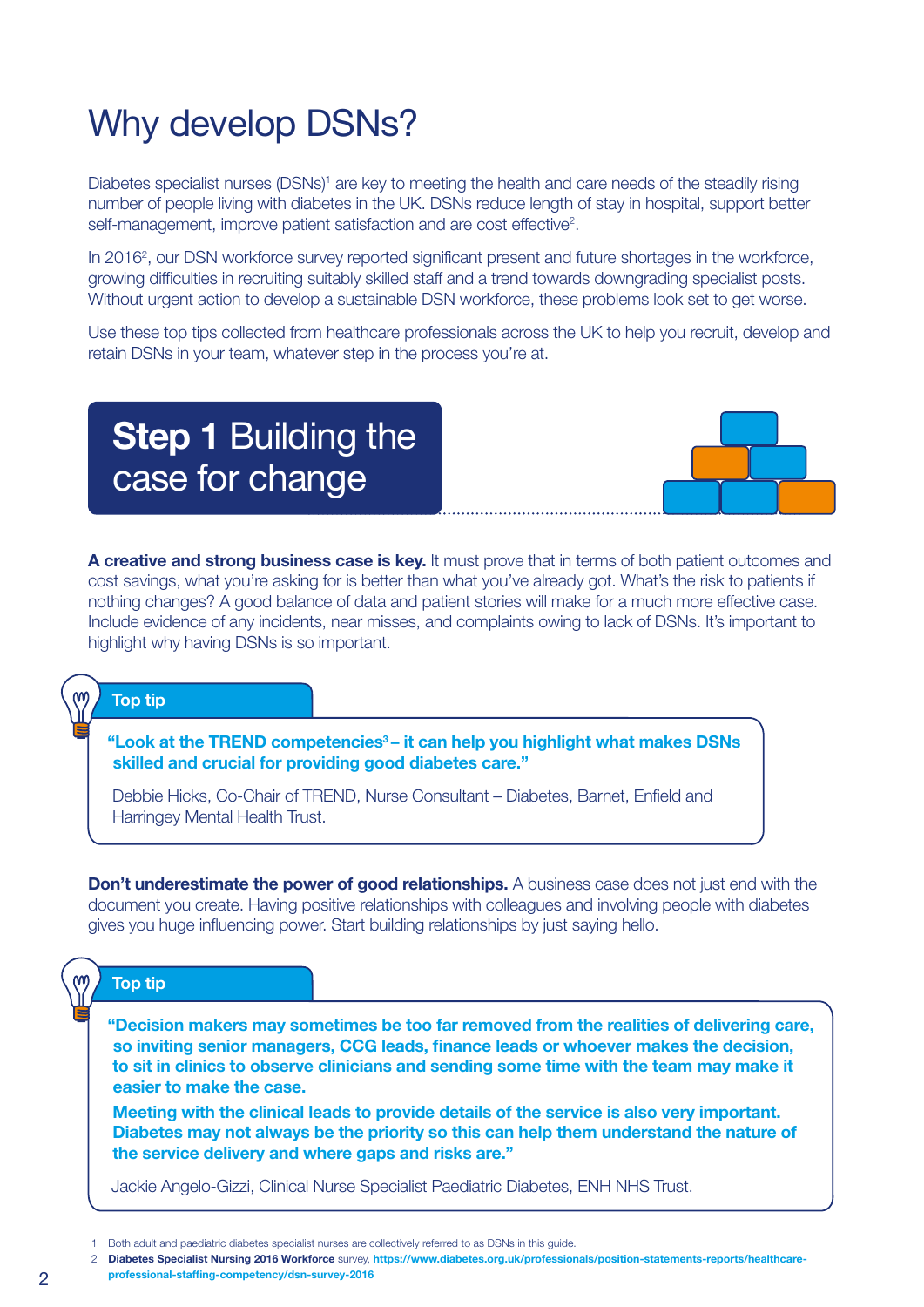# Why develop DSNs?

Diabetes specialist nurses (DSNs)[1] are key to meeting the health and care needs of the steadily rising number of people living with diabetes in the UK. DSNs reduce length of stay in hospital, support better self-management, improve patient satisfaction and are cost effective[2].

In 2016[2], our DSN workforce survey reported significant present and future shortages in the workforce, growing difficulties in recruiting suitably skilled staff and a trend towards downgrading specialist posts. Without urgent action to develop a sustainable DSN workforce, these problems look set to get worse.

Use these top tips collected from healthcare professionals across the UK to help you recruit, develop and retain DSNs in your team, whatever step in the process you're at.

## **Step 1** Building the case for change

**A creative and strong business case is key.** It must prove that in terms of both patient outcomes and cost savings, what you're asking for is better than what you've already got. What's the risk to patients if nothing changes? A good balance of data and patient stories will make for a much more effective case. Include evidence of any incidents, near misses, and complaints owing to lack of DSNs. It's important to highlight why having DSNs is so important.

**Top tip**

**"Look at the TREND competencies[3] – it can help you highlight what makes DSNs skilled and crucial for providing good diabetes care."**

Debbie Hicks, Co-Chair of TREND, Nurse Consultant – Diabetes, Barnet, Enfield and Harringey Mental Health Trust.

**Don't underestimate the power of good relationships.** A business case does not just end with the document you create. Having positive relationships with colleagues and involving people with diabetes gives you huge influencing power. Start building relationships by just saying hello.

**Top tip**

**"Decision makers may sometimes be too far removed from the realities of delivering care, so inviting senior managers, CCG leads, finance leads or whoever makes the decision, to sit in clinics to observe clinicians and sending some time with the team may make it easier to make the case.**

**Meeting with the clinical leads to provide details of the service is also very important. Diabetes may not always be the priority so this can help them understand the nature of the service delivery and where gaps and risks are."**

Jackie Angelo-Gizzi, Clinical Nurse Specialist Paediatric Diabetes, ENH NHS Trust.

1 Both adult and paediatric diabetes specialist nurses are collectively referred to as DSNs in this guide.

2 **Diabetes Specialist Nursing 2016 Workforce** survey, **https://www.diabetes.org.uk/professionals/position-statements-reports/healthcare-professional-staffing-competency/dsn-survey-2016**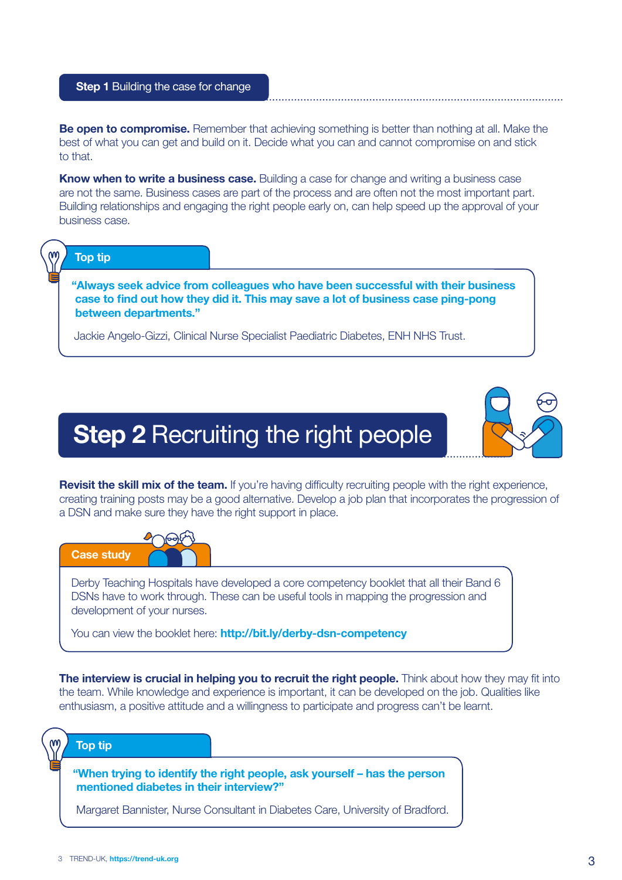## Step 1 Building the case for change

**Be open to compromise.** Remember that achieving something is better than nothing at all. Make the best of what you can get and build on it. Decide what you can and cannot compromise on and stick to that.

**Know when to write a business case.** Building a case for change and writing a business case are not the same. Business cases are part of the process and are often not the most important part. Building relationships and engaging the right people early on, can help speed up the approval of your business case.

> **Top tip**
>
> **"Always seek advice from colleagues who have been successful with their business case to find out how they did it. This may save a lot of business case ping-pong between departments."**
>
> Jackie Angelo-Gizzi, Clinical Nurse Specialist Paediatric Diabetes, ENH NHS Trust.

# Step 2 Recruiting the right people

**Revisit the skill mix of the team.** If you're having difficulty recruiting people with the right experience, creating training posts may be a good alternative. Develop a job plan that incorporates the progression of a DSN and make sure they have the right support in place.

> **Case study**
>
> Derby Teaching Hospitals have developed a core competency booklet that all their Band 6 DSNs have to work through. These can be useful tools in mapping the progression and development of your nurses.
>
> You can view the booklet here: **http://bit.ly/derby-dsn-competency**

**The interview is crucial in helping you to recruit the right people.** Think about how they may fit into the team. While knowledge and experience is important, it can be developed on the job. Qualities like enthusiasm, a positive attitude and a willingness to participate and progress can't be learnt.

> **Top tip**
>
> **"When trying to identify the right people, ask yourself – has the person mentioned diabetes in their interview?"**
>
> Margaret Bannister, Nurse Consultant in Diabetes Care, University of Bradford.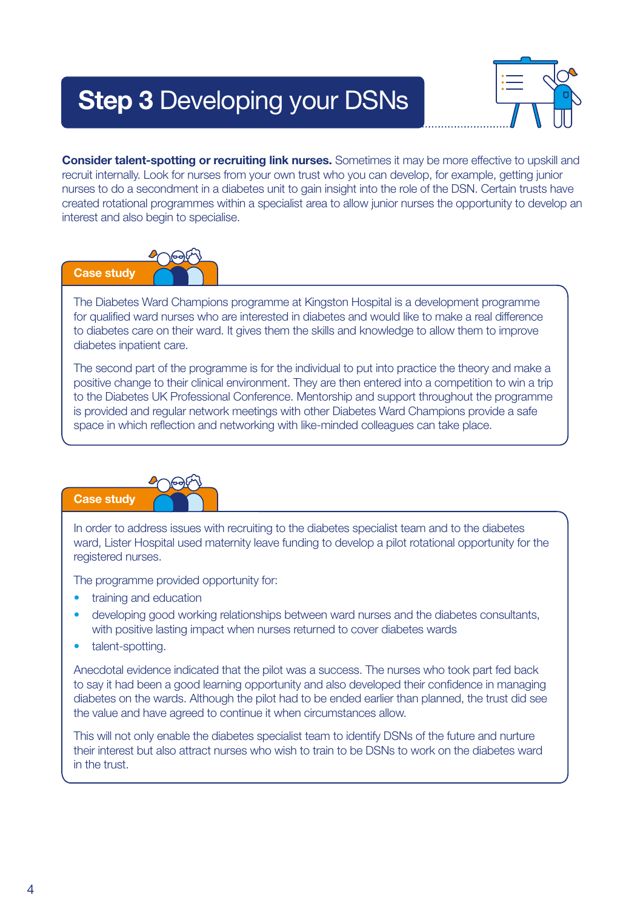# **Step 3** Developing your DSNs

**Consider talent-spotting or recruiting link nurses.** Sometimes it may be more effective to upskill and recruit internally. Look for nurses from your own trust who you can develop, for example, getting junior nurses to do a secondment in a diabetes unit to gain insight into the role of the DSN. Certain trusts have created rotational programmes within a specialist area to allow junior nurses the opportunity to develop an interest and also begin to specialise.

### Case study

The Diabetes Ward Champions programme at Kingston Hospital is a development programme for qualified ward nurses who are interested in diabetes and would like to make a real difference to diabetes care on their ward. It gives them the skills and knowledge to allow them to improve diabetes inpatient care.

The second part of the programme is for the individual to put into practice the theory and make a positive change to their clinical environment. They are then entered into a competition to win a trip to the Diabetes UK Professional Conference. Mentorship and support throughout the programme is provided and regular network meetings with other Diabetes Ward Champions provide a safe space in which reflection and networking with like-minded colleagues can take place.

### Case study

In order to address issues with recruiting to the diabetes specialist team and to the diabetes ward, Lister Hospital used maternity leave funding to develop a pilot rotational opportunity for the registered nurses.

The programme provided opportunity for:

- training and education
- developing good working relationships between ward nurses and the diabetes consultants, with positive lasting impact when nurses returned to cover diabetes wards
- talent-spotting.

Anecdotal evidence indicated that the pilot was a success. The nurses who took part fed back to say it had been a good learning opportunity and also developed their confidence in managing diabetes on the wards. Although the pilot had to be ended earlier than planned, the trust did see the value and have agreed to continue it when circumstances allow.

This will not only enable the diabetes specialist team to identify DSNs of the future and nurture their interest but also attract nurses who wish to train to be DSNs to work on the diabetes ward in the trust.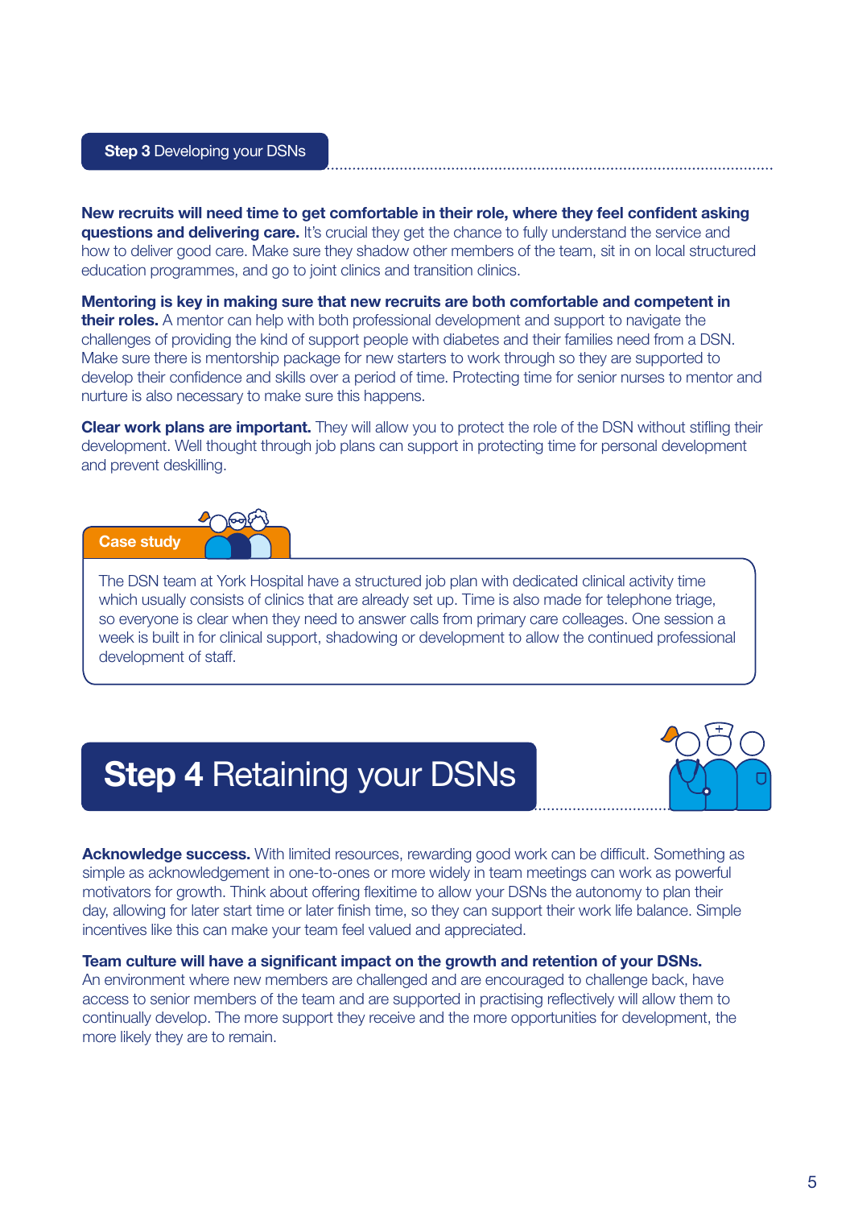## Step 3 Developing your DSNs

**New recruits will need time to get comfortable in their role, where they feel confident asking questions and delivering care.** It's crucial they get the chance to fully understand the service and how to deliver good care. Make sure they shadow other members of the team, sit in on local structured education programmes, and go to joint clinics and transition clinics.

**Mentoring is key in making sure that new recruits are both comfortable and competent in their roles.** A mentor can help with both professional development and support to navigate the challenges of providing the kind of support people with diabetes and their families need from a DSN. Make sure there is mentorship package for new starters to work through so they are supported to develop their confidence and skills over a period of time. Protecting time for senior nurses to mentor and nurture is also necessary to make sure this happens.

**Clear work plans are important.** They will allow you to protect the role of the DSN without stifling their development. Well thought through job plans can support in protecting time for personal development and prevent deskilling.

### Case study

The DSN team at York Hospital have a structured job plan with dedicated clinical activity time which usually consists of clinics that are already set up. Time is also made for telephone triage, so everyone is clear when they need to answer calls from primary care colleagues. One session a week is built in for clinical support, shadowing or development to allow the continued professional development of staff.

## Step 4 Retaining your DSNs

**Acknowledge success.** With limited resources, rewarding good work can be difficult. Something as simple as acknowledgement in one-to-ones or more widely in team meetings can work as powerful motivators for growth. Think about offering flexitime to allow your DSNs the autonomy to plan their day, allowing for later start time or later finish time, so they can support their work life balance. Simple incentives like this can make your team feel valued and appreciated.

**Team culture will have a significant impact on the growth and retention of your DSNs.** An environment where new members are challenged and are encouraged to challenge back, have access to senior members of the team and are supported in practising reflectively will allow them to continually develop. The more support they receive and the more opportunities for development, the more likely they are to remain.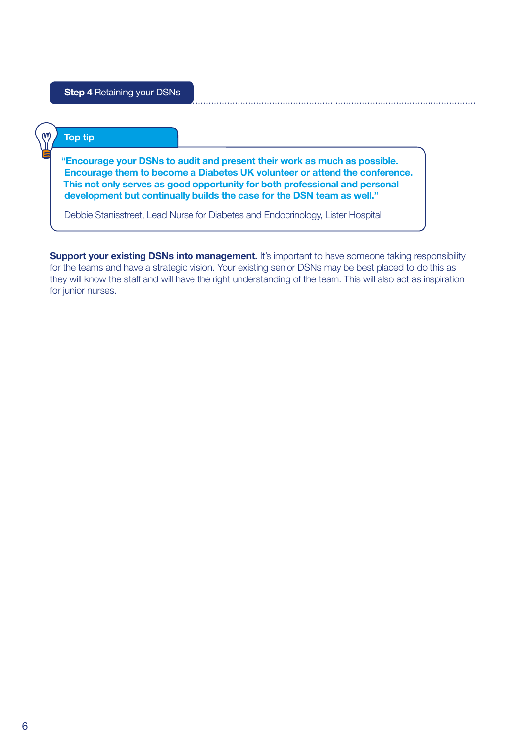## **Step 4** Retaining your DSNs

### Top tip

**"Encourage your DSNs to audit and present their work as much as possible. Encourage them to become a Diabetes UK volunteer or attend the conference. This not only serves as good opportunity for both professional and personal development but continually builds the case for the DSN team as well."**

Debbie Stanisstreet, Lead Nurse for Diabetes and Endocrinology, Lister Hospital

**Support your existing DSNs into management.** It's important to have someone taking responsibility for the teams and have a strategic vision. Your existing senior DSNs may be best placed to do this as they will know the staff and will have the right understanding of the team. This will also act as inspiration for junior nurses.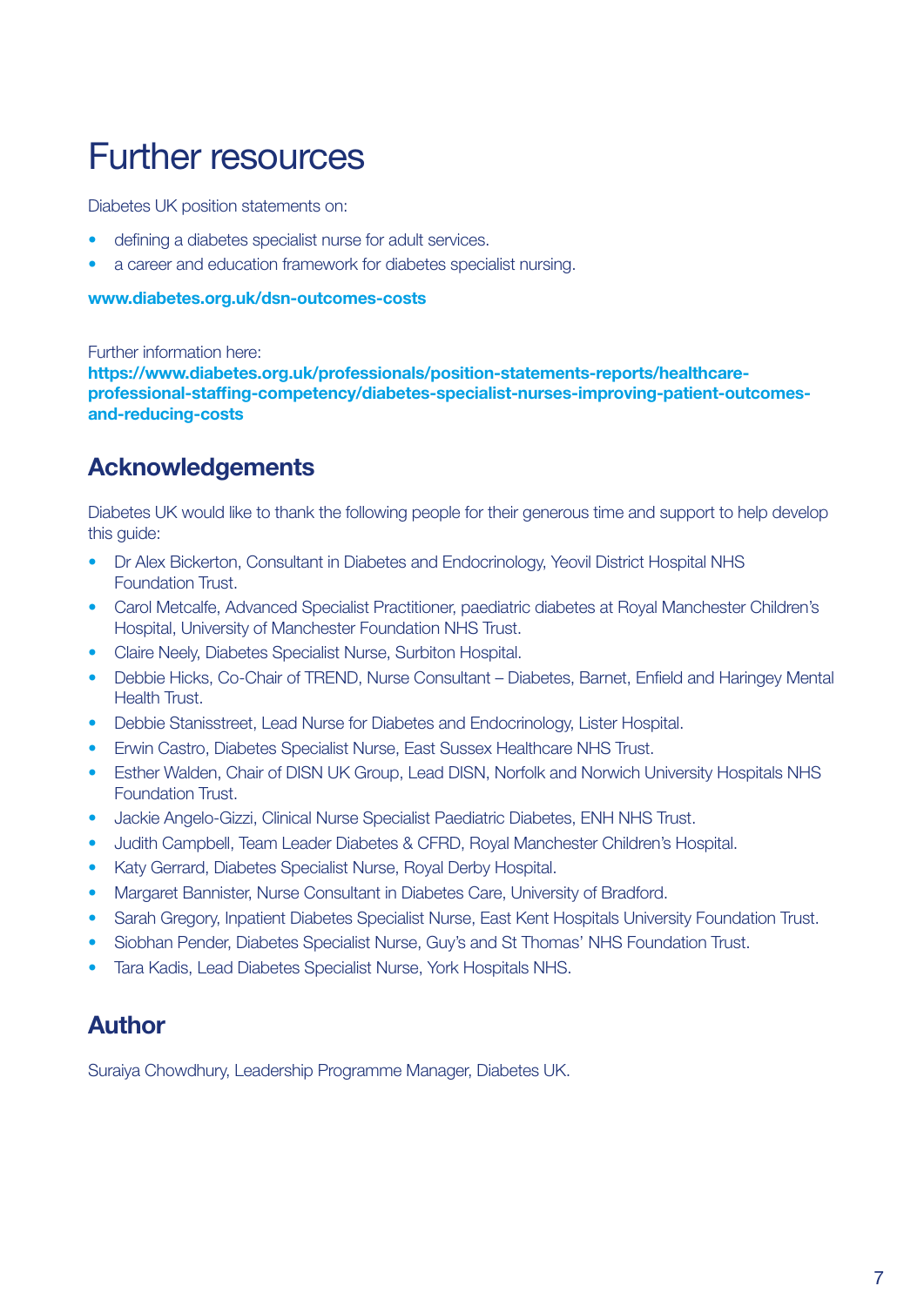# Further resources

Diabetes UK position statements on:

- defining a diabetes specialist nurse for adult services.
- a career and education framework for diabetes specialist nursing.

**www.diabetes.org.uk/dsn-outcomes-costs**

Further information here:
**https://www.diabetes.org.uk/professionals/position-statements-reports/healthcare-professional-staffing-competency/diabetes-specialist-nurses-improving-patient-outcomes-and-reducing-costs**

## Acknowledgements

Diabetes UK would like to thank the following people for their generous time and support to help develop this guide:

- Dr Alex Bickerton, Consultant in Diabetes and Endocrinology, Yeovil District Hospital NHS Foundation Trust.
- Carol Metcalfe, Advanced Specialist Practitioner, paediatric diabetes at Royal Manchester Children's Hospital, University of Manchester Foundation NHS Trust.
- Claire Neely, Diabetes Specialist Nurse, Surbiton Hospital.
- Debbie Hicks, Co-Chair of TREND, Nurse Consultant – Diabetes, Barnet, Enfield and Haringey Mental Health Trust.
- Debbie Stanisstreet, Lead Nurse for Diabetes and Endocrinology, Lister Hospital.
- Erwin Castro, Diabetes Specialist Nurse, East Sussex Healthcare NHS Trust.
- Esther Walden, Chair of DISN UK Group, Lead DISN, Norfolk and Norwich University Hospitals NHS Foundation Trust.
- Jackie Angelo-Gizzi, Clinical Nurse Specialist Paediatric Diabetes, ENH NHS Trust.
- Judith Campbell, Team Leader Diabetes & CFRD, Royal Manchester Children's Hospital.
- Katy Gerrard, Diabetes Specialist Nurse, Royal Derby Hospital.
- Margaret Bannister, Nurse Consultant in Diabetes Care, University of Bradford.
- Sarah Gregory, Inpatient Diabetes Specialist Nurse, East Kent Hospitals University Foundation Trust.
- Siobhan Pender, Diabetes Specialist Nurse, Guy's and St Thomas' NHS Foundation Trust.
- Tara Kadis, Lead Diabetes Specialist Nurse, York Hospitals NHS.

## Author

Suraiya Chowdhury, Leadership Programme Manager, Diabetes UK.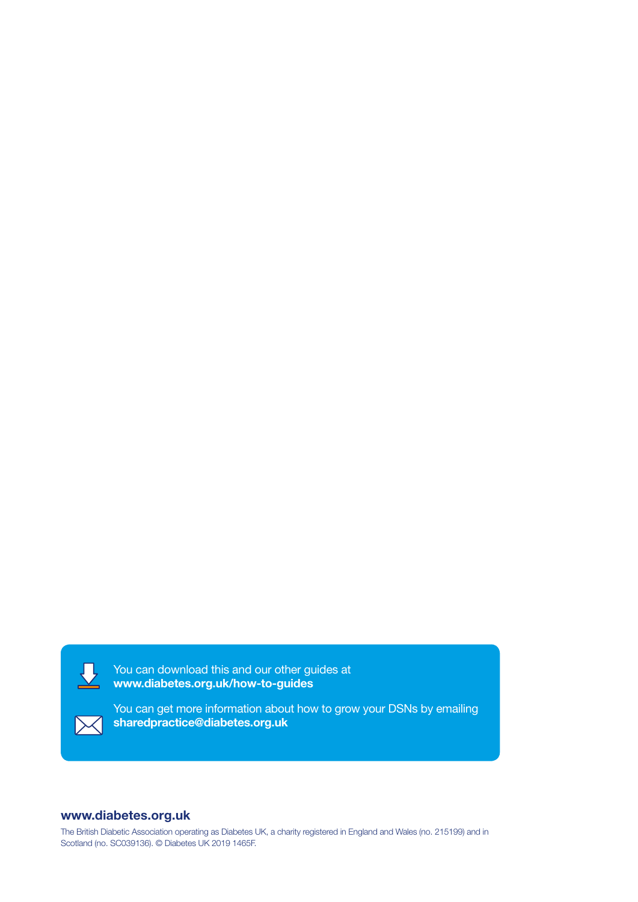You can download this and our other guides at
**www.diabetes.org.uk/how-to-guides**

You can get more information about how to grow your DSNs by emailing
**sharedpractice@diabetes.org.uk**

**www.diabetes.org.uk**

The British Diabetic Association operating as Diabetes UK, a charity registered in England and Wales (no. 215199) and in Scotland (no. SC039136). © Diabetes UK 2019 1465F.